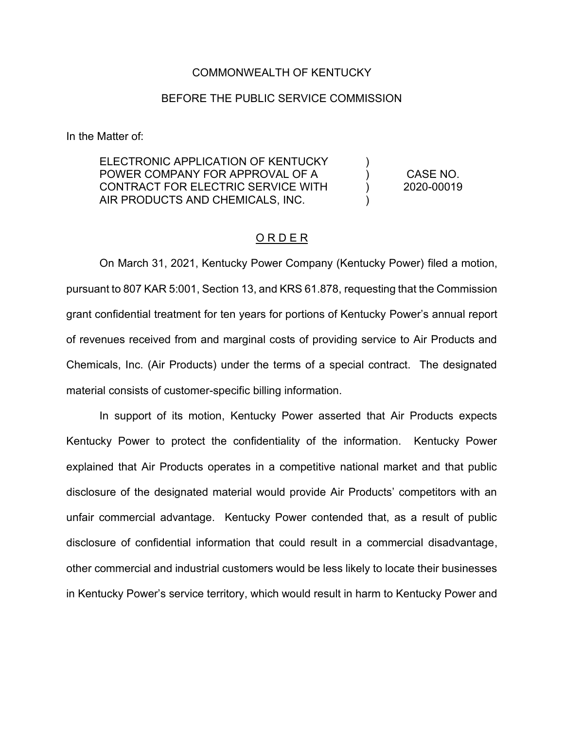COMMONWEALTH OF KENTUCKY

BEFORE THE PUBLIC SERVICE COMMISSION

In the Matter of:

| | | |
|---|---|---|
| ELECTRONIC APPLICATION OF KENTUCKY POWER COMPANY FOR APPROVAL OF A CONTRACT FOR ELECTRIC SERVICE WITH AIR PRODUCTS AND CHEMICALS, INC. | ) ) ) ) | CASE NO. 2020-00019 |

# O R D E R

On March 31, 2021, Kentucky Power Company (Kentucky Power) filed a motion, pursuant to 807 KAR 5:001, Section 13, and KRS 61.878, requesting that the Commission grant confidential treatment for ten years for portions of Kentucky Power's annual report of revenues received from and marginal costs of providing service to Air Products and Chemicals, Inc. (Air Products) under the terms of a special contract. The designated material consists of customer-specific billing information.

In support of its motion, Kentucky Power asserted that Air Products expects Kentucky Power to protect the confidentiality of the information. Kentucky Power explained that Air Products operates in a competitive national market and that public disclosure of the designated material would provide Air Products' competitors with an unfair commercial advantage. Kentucky Power contended that, as a result of public disclosure of confidential information that could result in a commercial disadvantage, other commercial and industrial customers would be less likely to locate their businesses in Kentucky Power's service territory, which would result in harm to Kentucky Power and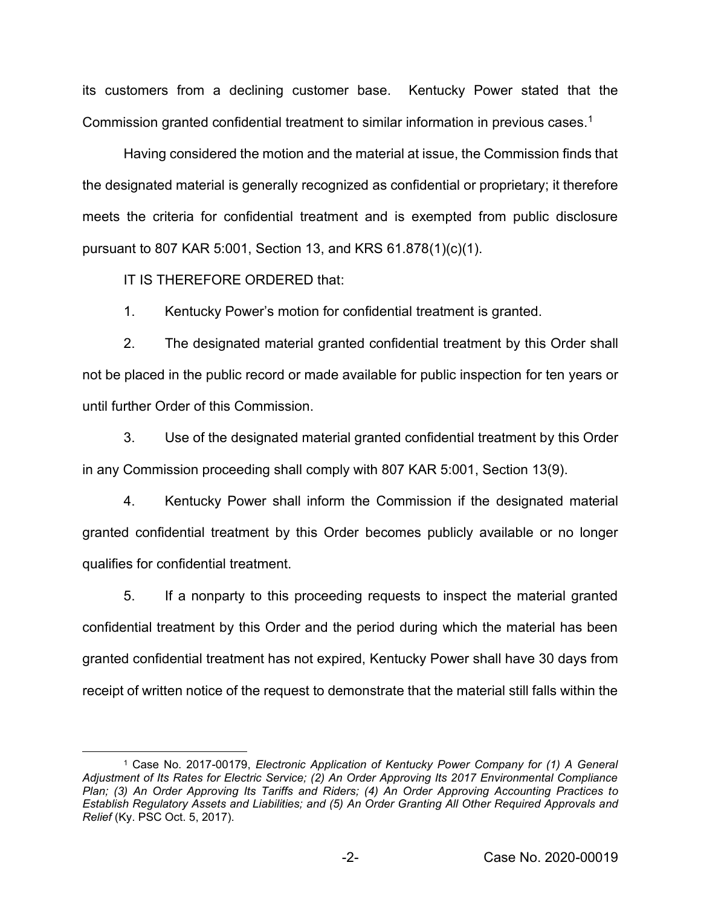its customers from a declining customer base. Kentucky Power stated that the Commission granted confidential treatment to similar information in previous cases.[1]

Having considered the motion and the material at issue, the Commission finds that the designated material is generally recognized as confidential or proprietary; it therefore meets the criteria for confidential treatment and is exempted from public disclosure pursuant to 807 KAR 5:001, Section 13, and KRS 61.878(1)(c)(1).

IT IS THEREFORE ORDERED that:

1. Kentucky Power's motion for confidential treatment is granted.

2. The designated material granted confidential treatment by this Order shall not be placed in the public record or made available for public inspection for ten years or until further Order of this Commission.

3. Use of the designated material granted confidential treatment by this Order in any Commission proceeding shall comply with 807 KAR 5:001, Section 13(9).

4. Kentucky Power shall inform the Commission if the designated material granted confidential treatment by this Order becomes publicly available or no longer qualifies for confidential treatment.

5. If a nonparty to this proceeding requests to inspect the material granted confidential treatment by this Order and the period during which the material has been granted confidential treatment has not expired, Kentucky Power shall have 30 days from receipt of written notice of the request to demonstrate that the material still falls within the

---

[1] Case No. 2017-00179, *Electronic Application of Kentucky Power Company for (1) A General Adjustment of Its Rates for Electric Service; (2) An Order Approving Its 2017 Environmental Compliance Plan; (3) An Order Approving Its Tariffs and Riders; (4) An Order Approving Accounting Practices to Establish Regulatory Assets and Liabilities; and (5) An Order Granting All Other Required Approvals and Relief* (Ky. PSC Oct. 5, 2017).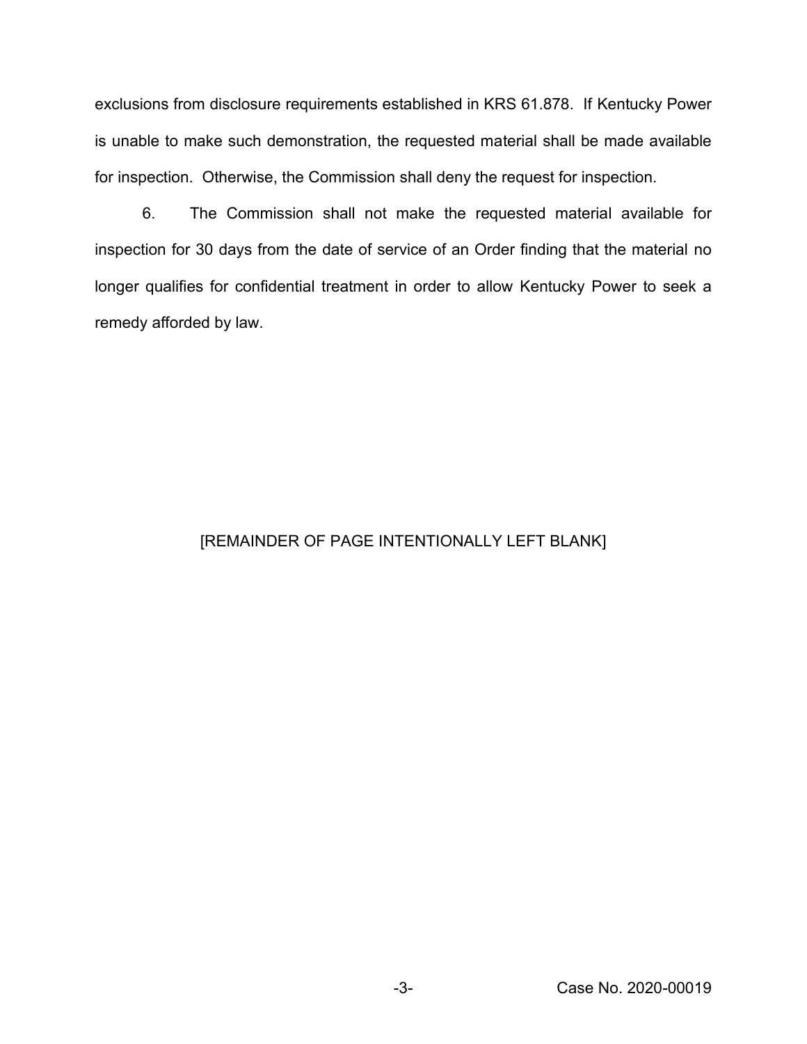exclusions from disclosure requirements established in KRS 61.878. If Kentucky Power is unable to make such demonstration, the requested material shall be made available for inspection. Otherwise, the Commission shall deny the request for inspection.

6. The Commission shall not make the requested material available for inspection for 30 days from the date of service of an Order finding that the material no longer qualifies for confidential treatment in order to allow Kentucky Power to seek a remedy afforded by law.

[REMAINDER OF PAGE INTENTIONALLY LEFT BLANK]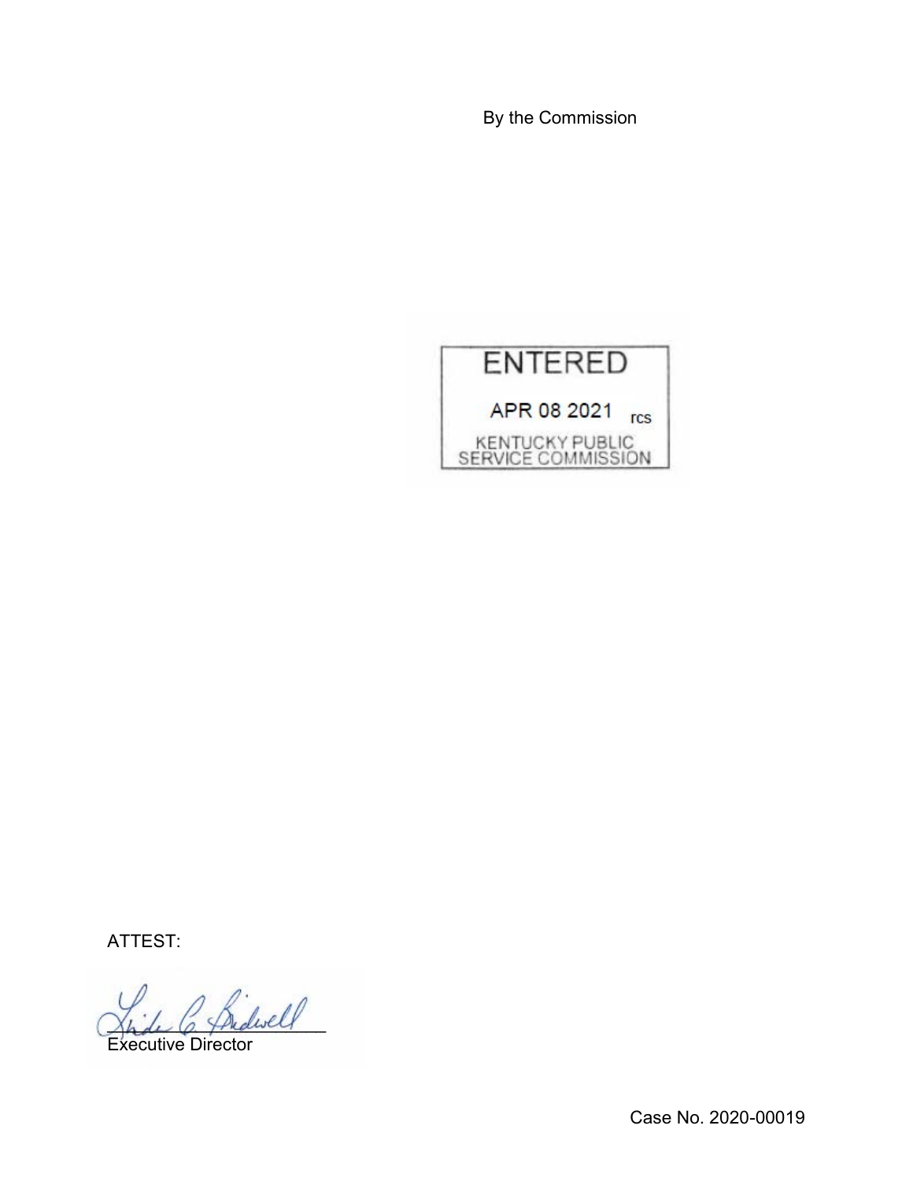By the Commission

ENTERED

APR 08 2021 rcs

KENTUCKY PUBLIC SERVICE COMMISSION

ATTEST:

Executive Director

Case No. 2020-00019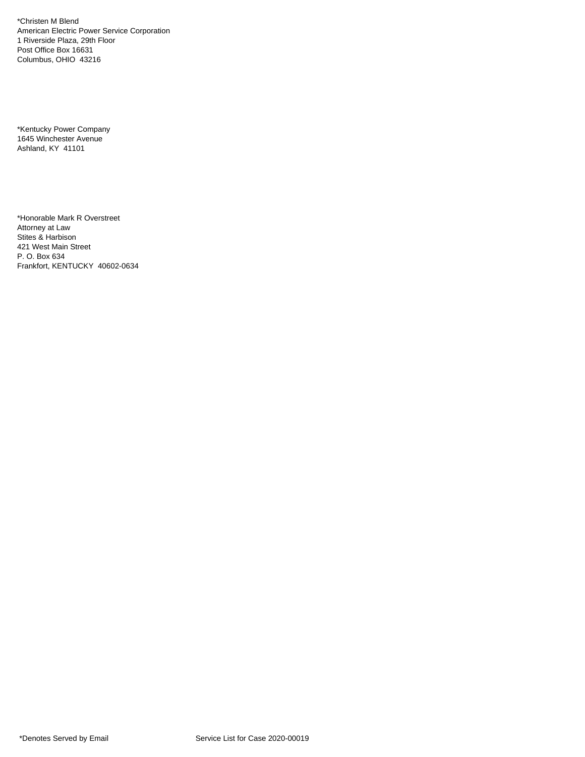*Christen M Blend
American Electric Power Service Corporation
1 Riverside Plaza, 29th Floor
Post Office Box 16631
Columbus, OHIO  43216

*Kentucky Power Company
1645 Winchester Avenue
Ashland, KY  41101

*Honorable Mark R Overstreet
Attorney at Law
Stites & Harbison
421 West Main Street
P. O. Box 634
Frankfort, KENTUCKY  40602-0634

*Denotes Served by Email

Service List for Case 2020-00019